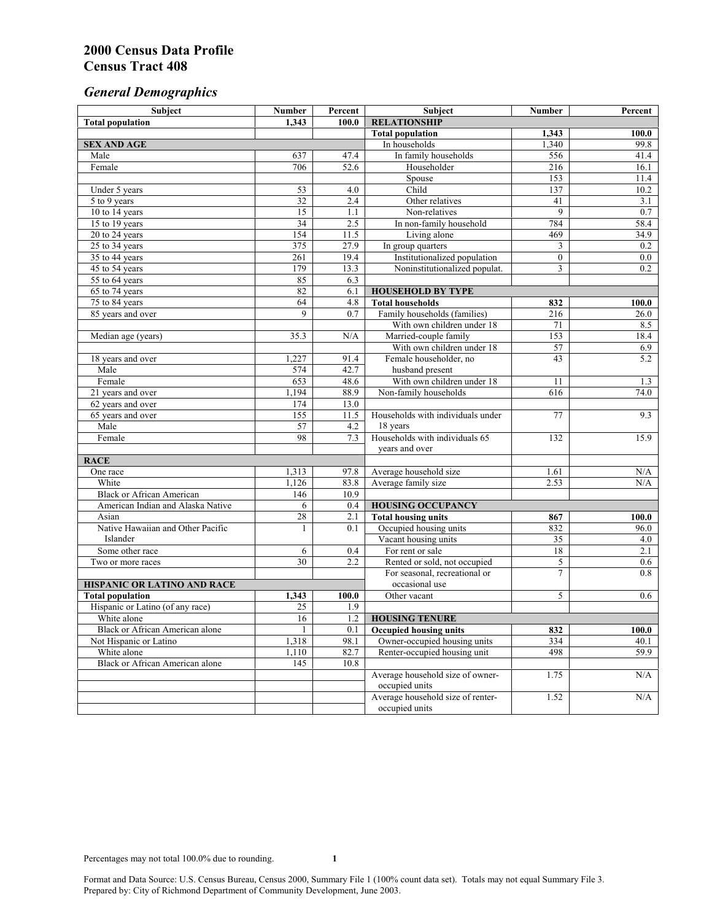# 2000 Census Data Profile
# Census Tract 408

## *General Demographics*

| Subject | Number | Percent | Subject | Number | Percent |
|---|---|---|---|---|---|
| **Total population** | **1,343** | **100.0** | **RELATIONSHIP** | | |
| | | | **Total population** | **1,343** | **100.0** |
| **SEX AND AGE** | | | In households | 1,340 | 99.8 |
| Male | 637 | 47.4 | In family households | 556 | 41.4 |
| Female | 706 | 52.6 | Householder | 216 | 16.1 |
| | | | Spouse | 153 | 11.4 |
| Under 5 years | 53 | 4.0 | Child | 137 | 10.2 |
| 5 to 9 years | 32 | 2.4 | Other relatives | 41 | 3.1 |
| 10 to 14 years | 15 | 1.1 | Non-relatives | 9 | 0.7 |
| 15 to 19 years | 34 | 2.5 | In non-family household | 784 | 58.4 |
| 20 to 24 years | 154 | 11.5 | Living alone | 469 | 34.9 |
| 25 to 34 years | 375 | 27.9 | In group quarters | 3 | 0.2 |
| 35 to 44 years | 261 | 19.4 | Institutionalized population | 0 | 0.0 |
| 45 to 54 years | 179 | 13.3 | Noninstitutionalized populat. | 3 | 0.2 |
| 55 to 64 years | 85 | 6.3 | | | |
| 65 to 74 years | 82 | 6.1 | **HOUSEHOLD BY TYPE** | | |
| 75 to 84 years | 64 | 4.8 | **Total households** | **832** | **100.0** |
| 85 years and over | 9 | 0.7 | Family households (families) | 216 | 26.0 |
| | | | With own children under 18 | 71 | 8.5 |
| Median age (years) | 35.3 | N/A | Married-couple family | 153 | 18.4 |
| | | | With own children under 18 | 57 | 6.9 |
| 18 years and over | 1,227 | 91.4 | Female householder, no husband present | 43 | 5.2 |
| Male | 574 | 42.7 | | | |
| Female | 653 | 48.6 | With own children under 18 | 11 | 1.3 |
| 21 years and over | 1,194 | 88.9 | Non-family households | 616 | 74.0 |
| 62 years and over | 174 | 13.0 | | | |
| 65 years and over | 155 | 11.5 | Households with individuals under 18 years | 77 | 9.3 |
| Male | 57 | 4.2 | | | |
| Female | 98 | 7.3 | Households with individuals 65 years and over | 132 | 15.9 |
| **RACE** | | | | | |
| One race | 1,313 | 97.8 | Average household size | 1.61 | N/A |
| White | 1,126 | 83.8 | Average family size | 2.53 | N/A |
| Black or African American | 146 | 10.9 | | | |
| American Indian and Alaska Native | 6 | 0.4 | **HOUSING OCCUPANCY** | | |
| Asian | 28 | 2.1 | **Total housing units** | **867** | **100.0** |
| Native Hawaiian and Other Pacific Islander | 1 | 0.1 | Occupied housing units | 832 | 96.0 |
| | | | Vacant housing units | 35 | 4.0 |
| Some other race | 6 | 0.4 | For rent or sale | 18 | 2.1 |
| Two or more races | 30 | 2.2 | Rented or sold, not occupied | 5 | 0.6 |
| | | | For seasonal, recreational or occasional use | 7 | 0.8 |
| **HISPANIC OR LATINO AND RACE** | | | | | |
| **Total population** | **1,343** | **100.0** | Other vacant | 5 | 0.6 |
| Hispanic or Latino (of any race) | 25 | 1.9 | | | |
| White alone | 16 | 1.2 | **HOUSING TENURE** | | |
| Black or African American alone | 1 | 0.1 | **Occupied housing units** | **832** | **100.0** |
| Not Hispanic or Latino | 1,318 | 98.1 | Owner-occupied housing units | 334 | 40.1 |
| White alone | 1,110 | 82.7 | Renter-occupied housing unit | 498 | 59.9 |
| Black or African American alone | 145 | 10.8 | | | |
| | | | Average household size of owner-occupied units | 1.75 | N/A |
| | | | Average household size of renter-occupied units | 1.52 | N/A |

Percentages may not total 100.0% due to rounding.

Format and Data Source: U.S. Census Bureau, Census 2000, Summary File 1 (100% count data set). Totals may not equal Summary File 3.
Prepared by: City of Richmond Department of Community Development, June 2003.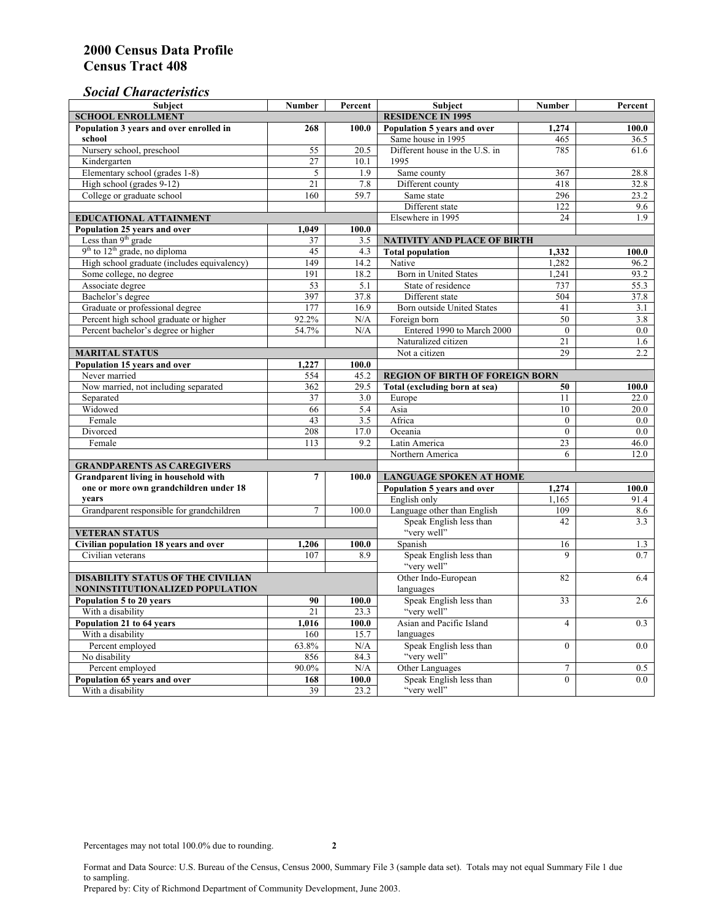# 2000 Census Data Profile
# Census Tract 408

## *Social Characteristics*

| Subject | Number | Percent |
|---|---|---|
| **SCHOOL ENROLLMENT** | | |
| **Population 3 years and over enrolled in school** | **268** | **100.0** |
| Nursery school, preschool | 55 | 20.5 |
| Kindergarten | 27 | 10.1 |
| Elementary school (grades 1-8) | 5 | 1.9 |
| High school (grades 9-12) | 21 | 7.8 |
| College or graduate school | 160 | 59.7 |
| **EDUCATIONAL ATTAINMENT** | | |
| **Population 25 years and over** | **1,049** | **100.0** |
| Less than 9th grade | 37 | 3.5 |
| 9th to 12th grade, no diploma | 45 | 4.3 |
| High school graduate (includes equivalency) | 149 | 14.2 |
| Some college, no degree | 191 | 18.2 |
| Associate degree | 53 | 5.1 |
| Bachelor's degree | 397 | 37.8 |
| Graduate or professional degree | 177 | 16.9 |
| Percent high school graduate or higher | 92.2% | N/A |
| Percent bachelor's degree or higher | 54.7% | N/A |
| **MARITAL STATUS** | | |
| **Population 15 years and over** | **1,227** | **100.0** |
| Never married | 554 | 45.2 |
| Now married, not including separated | 362 | 29.5 |
| Separated | 37 | 3.0 |
| Widowed | 66 | 5.4 |
| Female | 43 | 3.5 |
| Divorced | 208 | 17.0 |
| Female | 113 | 9.2 |
| **GRANDPARENTS AS CAREGIVERS** | | |
| **Grandparent living in household with one or more own grandchildren under 18 years** | **7** | **100.0** |
| Grandparent responsible for grandchildren | 7 | 100.0 |
| **VETERAN STATUS** | | |
| **Civilian population 18 years and over** | **1,206** | **100.0** |
| Civilian veterans | 107 | 8.9 |
| **DISABILITY STATUS OF THE CIVILIAN NONINSTITUTIONALIZED POPULATION** | | |
| **Population 5 to 20 years** | **90** | **100.0** |
| With a disability | 21 | 23.3 |
| **Population 21 to 64 years** | **1,016** | **100.0** |
| With a disability | 160 | 15.7 |
| Percent employed | 63.8% | N/A |
| No disability | 856 | 84.3 |
| Percent employed | 90.0% | N/A |
| **Population 65 years and over** | **168** | **100.0** |
| With a disability | 39 | 23.2 |

| Subject | Number | Percent |
|---|---|---|
| **RESIDENCE IN 1995** | | |
| **Population 5 years and over** | **1,274** | **100.0** |
| Same house in 1995 | 465 | 36.5 |
| Different house in the U.S. in 1995 | 785 | 61.6 |
| Same county | 367 | 28.8 |
| Different county | 418 | 32.8 |
| Same state | 296 | 23.2 |
| Different state | 122 | 9.6 |
| Elsewhere in 1995 | 24 | 1.9 |
| **NATIVITY AND PLACE OF BIRTH** | | |
| **Total population** | **1,332** | **100.0** |
| Native | 1,282 | 96.2 |
| Born in United States | 1,241 | 93.2 |
| State of residence | 737 | 55.3 |
| Different state | 504 | 37.8 |
| Born outside United States | 41 | 3.1 |
| Foreign born | 50 | 3.8 |
| Entered 1990 to March 2000 | 0 | 0.0 |
| Naturalized citizen | 21 | 1.6 |
| Not a citizen | 29 | 2.2 |
| **REGION OF BIRTH OF FOREIGN BORN** | | |
| **Total (excluding born at sea)** | **50** | **100.0** |
| Europe | 11 | 22.0 |
| Asia | 10 | 20.0 |
| Africa | 0 | 0.0 |
| Oceania | 0 | 0.0 |
| Latin America | 23 | 46.0 |
| Northern America | 6 | 12.0 |
| **LANGUAGE SPOKEN AT HOME** | | |
| **Population 5 years and over** | **1,274** | **100.0** |
| English only | 1,165 | 91.4 |
| Language other than English | 109 | 8.6 |
| Speak English less than "very well" | 42 | 3.3 |
| Spanish | 16 | 1.3 |
| Speak English less than "very well" | 9 | 0.7 |
| Other Indo-European languages | 82 | 6.4 |
| Speak English less than "very well" | 33 | 2.6 |
| Asian and Pacific Island languages | 4 | 0.3 |
| Speak English less than "very well" | 0 | 0.0 |
| Other Languages | 7 | 0.5 |
| Speak English less than "very well" | 0 | 0.0 |

Percentages may not total 100.0% due to rounding.

Format and Data Source: U.S. Bureau of the Census, Census 2000, Summary File 3 (sample data set). Totals may not equal Summary File 1 due to sampling.
Prepared by: City of Richmond Department of Community Development, June 2003.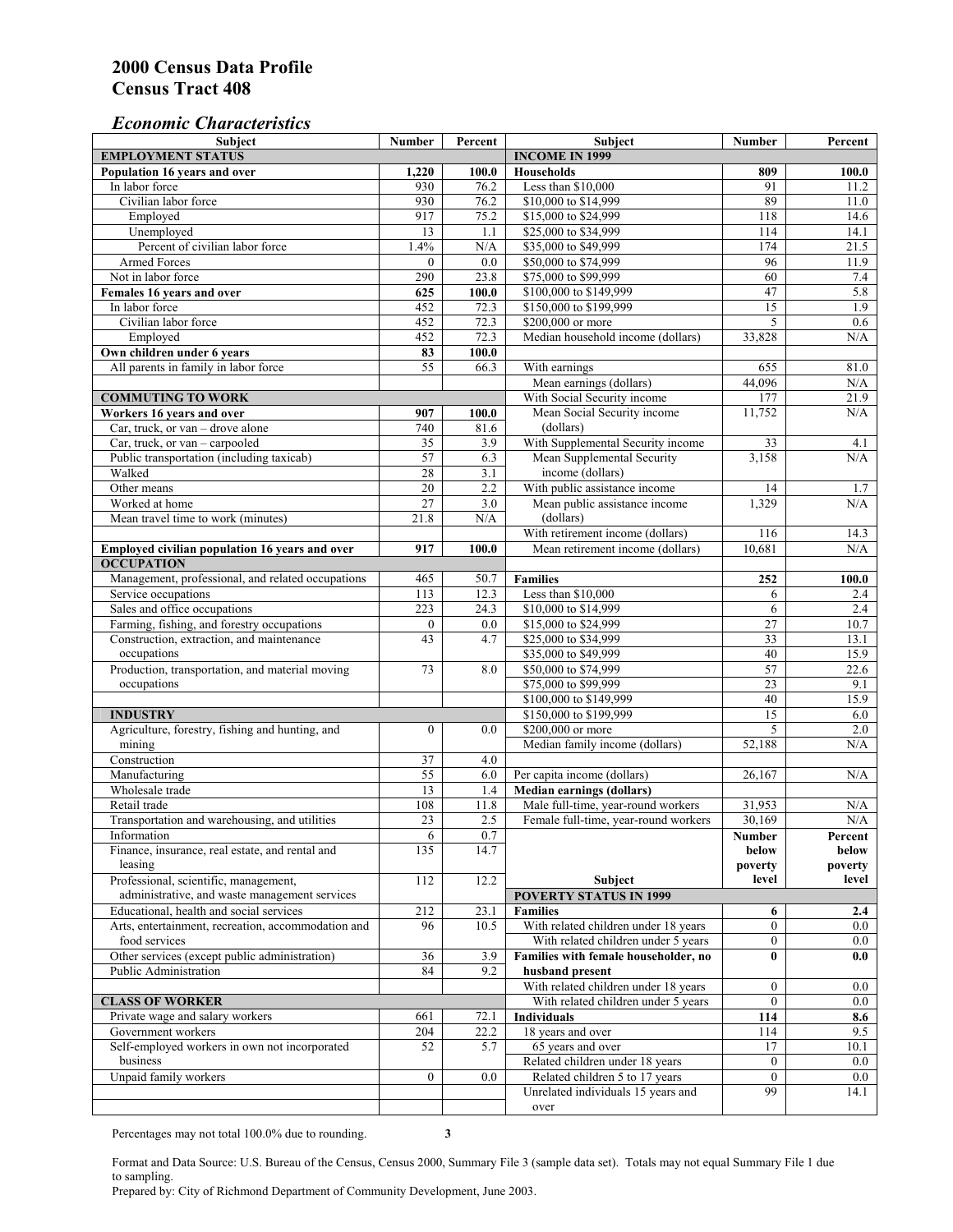# 2000 Census Data Profile
# Census Tract 408

### *Economic Characteristics*

| Subject | Number | Percent | Subject | Number | Percent |
|---|---|---|---|---|---|
| **EMPLOYMENT STATUS** | | | **INCOME IN 1999** | | |
| **Population 16 years and over** | **1,220** | **100.0** | **Households** | **809** | **100.0** |
| In labor force | 930 | 76.2 | Less than $10,000 | 91 | 11.2 |
| Civilian labor force | 930 | 76.2 | $10,000 to $14,999 | 89 | 11.0 |
| Employed | 917 | 75.2 | $15,000 to $24,999 | 118 | 14.6 |
| Unemployed | 13 | 1.1 | $25,000 to $34,999 | 114 | 14.1 |
| Percent of civilian labor force | 1.4% | N/A | $35,000 to $49,999 | 174 | 21.5 |
| Armed Forces | 0 | 0.0 | $50,000 to $74,999 | 96 | 11.9 |
| Not in labor force | 290 | 23.8 | $75,000 to $99,999 | 60 | 7.4 |
| **Females 16 years and over** | **625** | **100.0** | $100,000 to $149,999 | 47 | 5.8 |
| In labor force | 452 | 72.3 | $150,000 to $199,999 | 15 | 1.9 |
| Civilian labor force | 452 | 72.3 | $200,000 or more | 5 | 0.6 |
| Employed | 452 | 72.3 | Median household income (dollars) | 33,828 | N/A |
| **Own children under 6 years** | **83** | **100.0** | | | |
| All parents in family in labor force | 55 | 66.3 | With earnings | 655 | 81.0 |
| | | | Mean earnings (dollars) | 44,096 | N/A |
| **COMMUTING TO WORK** | | | With Social Security income | 177 | 21.9 |
| **Workers 16 years and over** | **907** | **100.0** | Mean Social Security income (dollars) | 11,752 | N/A |
| Car, truck, or van – drove alone | 740 | 81.6 | | | |
| Car, truck, or van – carpooled | 35 | 3.9 | With Supplemental Security income | 33 | 4.1 |
| Public transportation (including taxicab) | 57 | 6.3 | Mean Supplemental Security income (dollars) | 3,158 | N/A |
| Walked | 28 | 3.1 | | | |
| Other means | 20 | 2.2 | With public assistance income | 14 | 1.7 |
| Worked at home | 27 | 3.0 | Mean public assistance income (dollars) | 1,329 | N/A |
| Mean travel time to work (minutes) | 21.8 | N/A | | | |
| | | | With retirement income (dollars) | 116 | 14.3 |
| **Employed civilian population 16 years and over** | **917** | **100.0** | Mean retirement income (dollars) | 10,681 | N/A |
| **OCCUPATION** | | | | | |
| Management, professional, and related occupations | 465 | 50.7 | **Families** | **252** | **100.0** |
| Service occupations | 113 | 12.3 | Less than $10,000 | 6 | 2.4 |
| Sales and office occupations | 223 | 24.3 | $10,000 to $14,999 | 6 | 2.4 |
| Farming, fishing, and forestry occupations | 0 | 0.0 | $15,000 to $24,999 | 27 | 10.7 |
| Construction, extraction, and maintenance occupations | 43 | 4.7 | $25,000 to $34,999 | 33 | 13.1 |
| | | | $35,000 to $49,999 | 40 | 15.9 |
| Production, transportation, and material moving occupations | 73 | 8.0 | $50,000 to $74,999 | 57 | 22.6 |
| | | | $75,000 to $99,999 | 23 | 9.1 |
| | | | $100,000 to $149,999 | 40 | 15.9 |
| **INDUSTRY** | | | $150,000 to $199,999 | 15 | 6.0 |
| Agriculture, forestry, fishing and hunting, and mining | 0 | 0.0 | $200,000 or more | 5 | 2.0 |
| | | | Median family income (dollars) | 52,188 | N/A |
| Construction | 37 | 4.0 | | | |
| Manufacturing | 55 | 6.0 | Per capita income (dollars) | 26,167 | N/A |
| Wholesale trade | 13 | 1.4 | **Median earnings (dollars)** | | |
| Retail trade | 108 | 11.8 | Male full-time, year-round workers | 31,953 | N/A |
| Transportation and warehousing, and utilities | 23 | 2.5 | Female full-time, year-round workers | 30,169 | N/A |
| Information | 6 | 0.7 | | | |
| Finance, insurance, real estate, and rental and leasing | 135 | 14.7 | **Subject** | **Number below poverty level** | **Percent below poverty level** |
| Professional, scientific, management, administrative, and waste management services | 112 | 12.2 | **POVERTY STATUS IN 1999** | | |
| Educational, health and social services | 212 | 23.1 | **Families** | **6** | **2.4** |
| Arts, entertainment, recreation, accommodation and food services | 96 | 10.5 | With related children under 18 years | 0 | 0.0 |
| | | | With related children under 5 years | 0 | 0.0 |
| Other services (except public administration) | 36 | 3.9 | **Families with female householder, no husband present** | **0** | **0.0** |
| Public Administration | 84 | 9.2 | | | |
| | | | With related children under 18 years | 0 | 0.0 |
| **CLASS OF WORKER** | | | With related children under 5 years | 0 | 0.0 |
| Private wage and salary workers | 661 | 72.1 | **Individuals** | **114** | **8.6** |
| Government workers | 204 | 22.2 | 18 years and over | 114 | 9.5 |
| Self-employed workers in own not incorporated business | 52 | 5.7 | 65 years and over | 17 | 10.1 |
| | | | Related children under 18 years | 0 | 0.0 |
| Unpaid family workers | 0 | 0.0 | Related children 5 to 17 years | 0 | 0.0 |
| | | | Unrelated individuals 15 years and over | 99 | 14.1 |

Percentages may not total 100.0% due to rounding.

Format and Data Source: U.S. Bureau of the Census, Census 2000, Summary File 3 (sample data set). Totals may not equal Summary File 1 due to sampling.
Prepared by: City of Richmond Department of Community Development, June 2003.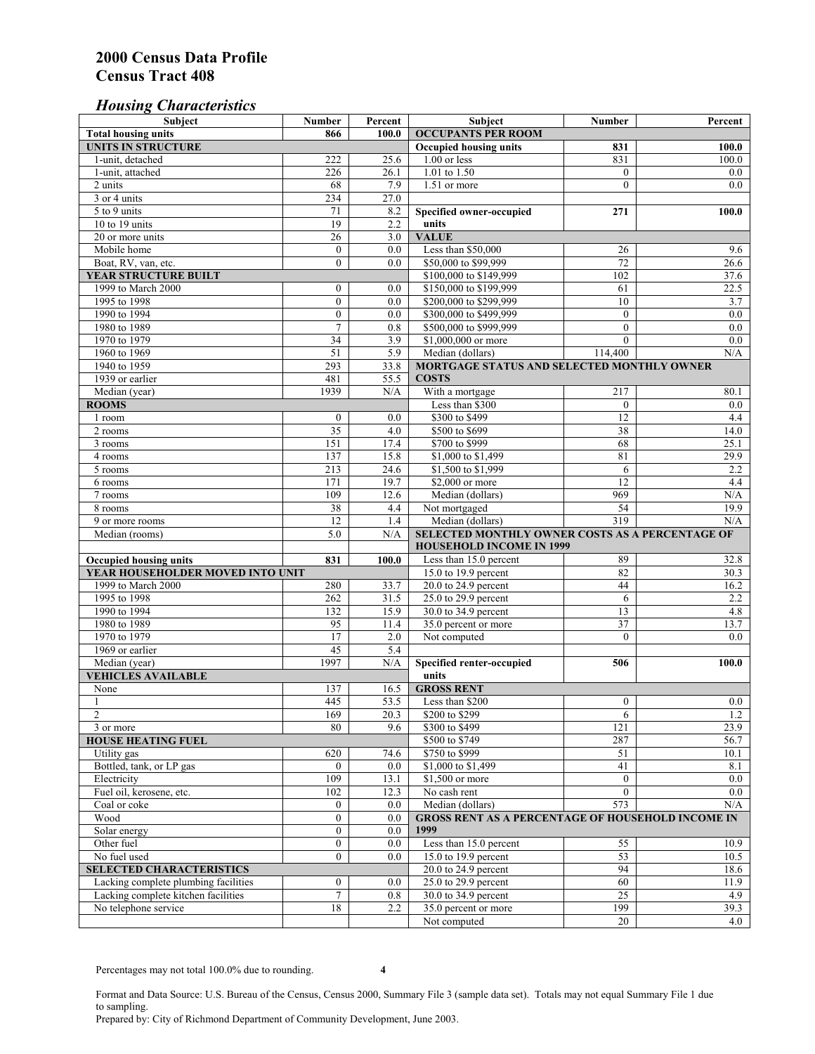# 2000 Census Data Profile
# Census Tract 408

## *Housing Characteristics*

| Subject | Number | Percent | Subject | Number | Percent |
|---|---|---|---|---|---|
| **Total housing units** | **866** | **100.0** | **OCCUPANTS PER ROOM** | | |
| **UNITS IN STRUCTURE** | | | **Occupied housing units** | **831** | **100.0** |
| 1-unit, detached | 222 | 25.6 | 1.00 or less | 831 | 100.0 |
| 1-unit, attached | 226 | 26.1 | 1.01 to 1.50 | 0 | 0.0 |
| 2 units | 68 | 7.9 | 1.51 or more | 0 | 0.0 |
| 3 or 4 units | 234 | 27.0 | | | |
| 5 to 9 units | 71 | 8.2 | **Specified owner-occupied units** | **271** | **100.0** |
| 10 to 19 units | 19 | 2.2 | | | |
| 20 or more units | 26 | 3.0 | **VALUE** | | |
| Mobile home | 0 | 0.0 | Less than $50,000 | 26 | 9.6 |
| Boat, RV, van, etc. | 0 | 0.0 | $50,000 to $99,999 | 72 | 26.6 |
| **YEAR STRUCTURE BUILT** | | | $100,000 to $149,999 | 102 | 37.6 |
| 1999 to March 2000 | 0 | 0.0 | $150,000 to $199,999 | 61 | 22.5 |
| 1995 to 1998 | 0 | 0.0 | $200,000 to $299,999 | 10 | 3.7 |
| 1990 to 1994 | 0 | 0.0 | $300,000 to $499,999 | 0 | 0.0 |
| 1980 to 1989 | 7 | 0.8 | $500,000 to $999,999 | 0 | 0.0 |
| 1970 to 1979 | 34 | 3.9 | $1,000,000 or more | 0 | 0.0 |
| 1960 to 1969 | 51 | 5.9 | Median (dollars) | 114,400 | N/A |
| 1940 to 1959 | 293 | 33.8 | **MORTGAGE STATUS AND SELECTED MONTHLY OWNER COSTS** | | |
| 1939 or earlier | 481 | 55.5 | | | |
| Median (year) | 1939 | N/A | With a mortgage | 217 | 80.1 |
| **ROOMS** | | | Less than $300 | 0 | 0.0 |
| 1 room | 0 | 0.0 | $300 to $499 | 12 | 4.4 |
| 2 rooms | 35 | 4.0 | $500 to $699 | 38 | 14.0 |
| 3 rooms | 151 | 17.4 | $700 to $999 | 68 | 25.1 |
| 4 rooms | 137 | 15.8 | $1,000 to $1,499 | 81 | 29.9 |
| 5 rooms | 213 | 24.6 | $1,500 to $1,999 | 6 | 2.2 |
| 6 rooms | 171 | 19.7 | $2,000 or more | 12 | 4.4 |
| 7 rooms | 109 | 12.6 | Median (dollars) | 969 | N/A |
| 8 rooms | 38 | 4.4 | Not mortgaged | 54 | 19.9 |
| 9 or more rooms | 12 | 1.4 | Median (dollars) | 319 | N/A |
| Median (rooms) | 5.0 | N/A | **SELECTED MONTHLY OWNER COSTS AS A PERCENTAGE OF HOUSEHOLD INCOME IN 1999** | | |
| | | | | | |
| **Occupied housing units** | **831** | **100.0** | Less than 15.0 percent | 89 | 32.8 |
| **YEAR HOUSEHOLDER MOVED INTO UNIT** | | | 15.0 to 19.9 percent | 82 | 30.3 |
| 1999 to March 2000 | 280 | 33.7 | 20.0 to 24.9 percent | 44 | 16.2 |
| 1995 to 1998 | 262 | 31.5 | 25.0 to 29.9 percent | 6 | 2.2 |
| 1990 to 1994 | 132 | 15.9 | 30.0 to 34.9 percent | 13 | 4.8 |
| 1980 to 1989 | 95 | 11.4 | 35.0 percent or more | 37 | 13.7 |
| 1970 to 1979 | 17 | 2.0 | Not computed | 0 | 0.0 |
| 1969 or earlier | 45 | 5.4 | | | |
| Median (year) | 1997 | N/A | **Specified renter-occupied units** | **506** | **100.0** |
| **VEHICLES AVAILABLE** | | | | | |
| None | 137 | 16.5 | **GROSS RENT** | | |
| 1 | 445 | 53.5 | Less than $200 | 0 | 0.0 |
| 2 | 169 | 20.3 | $200 to $299 | 6 | 1.2 |
| 3 or more | 80 | 9.6 | $300 to $499 | 121 | 23.9 |
| **HOUSE HEATING FUEL** | | | $500 to $749 | 287 | 56.7 |
| Utility gas | 620 | 74.6 | $750 to $999 | 51 | 10.1 |
| Bottled, tank, or LP gas | 0 | 0.0 | $1,000 to $1,499 | 41 | 8.1 |
| Electricity | 109 | 13.1 | $1,500 or more | 0 | 0.0 |
| Fuel oil, kerosene, etc. | 102 | 12.3 | No cash rent | 0 | 0.0 |
| Coal or coke | 0 | 0.0 | Median (dollars) | 573 | N/A |
| Wood | 0 | 0.0 | **GROSS RENT AS A PERCENTAGE OF HOUSEHOLD INCOME IN 1999** | | |
| Solar energy | 0 | 0.0 | | | |
| Other fuel | 0 | 0.0 | Less than 15.0 percent | 55 | 10.9 |
| No fuel used | 0 | 0.0 | 15.0 to 19.9 percent | 53 | 10.5 |
| **SELECTED CHARACTERISTICS** | | | 20.0 to 24.9 percent | 94 | 18.6 |
| Lacking complete plumbing facilities | 0 | 0.0 | 25.0 to 29.9 percent | 60 | 11.9 |
| Lacking complete kitchen facilities | 7 | 0.8 | 30.0 to 34.9 percent | 25 | 4.9 |
| No telephone service | 18 | 2.2 | 35.0 percent or more | 199 | 39.3 |
| | | | Not computed | 20 | 4.0 |

Percentages may not total 100.0% due to rounding.

Format and Data Source: U.S. Bureau of the Census, Census 2000, Summary File 3 (sample data set). Totals may not equal Summary File 1 due to sampling.
Prepared by: City of Richmond Department of Community Development, June 2003.